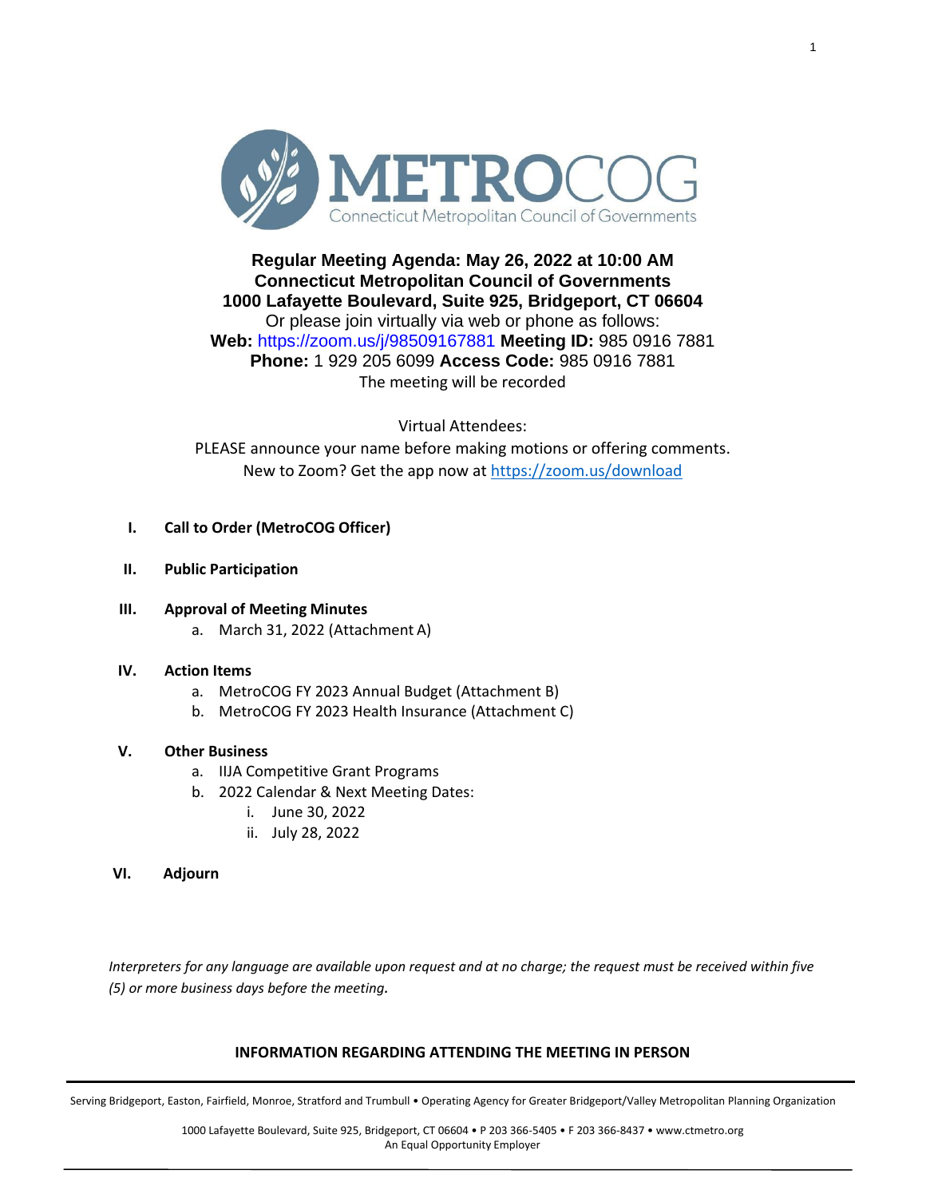# METROCOG

Connecticut Metropolitan Council of Governments

**Regular Meeting Agenda: May 26, 2022 at 10:00 AM**
**Connecticut Metropolitan Council of Governments**
**1000 Lafayette Boulevard, Suite 925, Bridgeport, CT 06604**
Or please join virtually via web or phone as follows:
**Web:** https://zoom.us/j/98509167881 **Meeting ID:** 985 0916 7881
**Phone:** 1 929 205 6099 **Access Code:** 985 0916 7881
The meeting will be recorded

Virtual Attendees:
PLEASE announce your name before making motions or offering comments.
New to Zoom? Get the app now at https://zoom.us/download

I. **Call to Order (MetroCOG Officer)**

II. **Public Participation**

III. **Approval of Meeting Minutes**
   a. March 31, 2022 (Attachment A)

IV. **Action Items**
   a. MetroCOG FY 2023 Annual Budget (Attachment B)
   b. MetroCOG FY 2023 Health Insurance (Attachment C)

V. **Other Business**
   a. IIJA Competitive Grant Programs
   b. 2022 Calendar & Next Meeting Dates:
      i. June 30, 2022
      ii. July 28, 2022

VI. **Adjourn**

*Interpreters for any language are available upon request and at no charge; the request must be received within five (5) or more business days before the meeting.*

**INFORMATION REGARDING ATTENDING THE MEETING IN PERSON**

Serving Bridgeport, Easton, Fairfield, Monroe, Stratford and Trumbull • Operating Agency for Greater Bridgeport/Valley Metropolitan Planning Organization

1000 Lafayette Boulevard, Suite 925, Bridgeport, CT 06604 • P 203 366-5405 • F 203 366-8437 • www.ctmetro.org
An Equal Opportunity Employer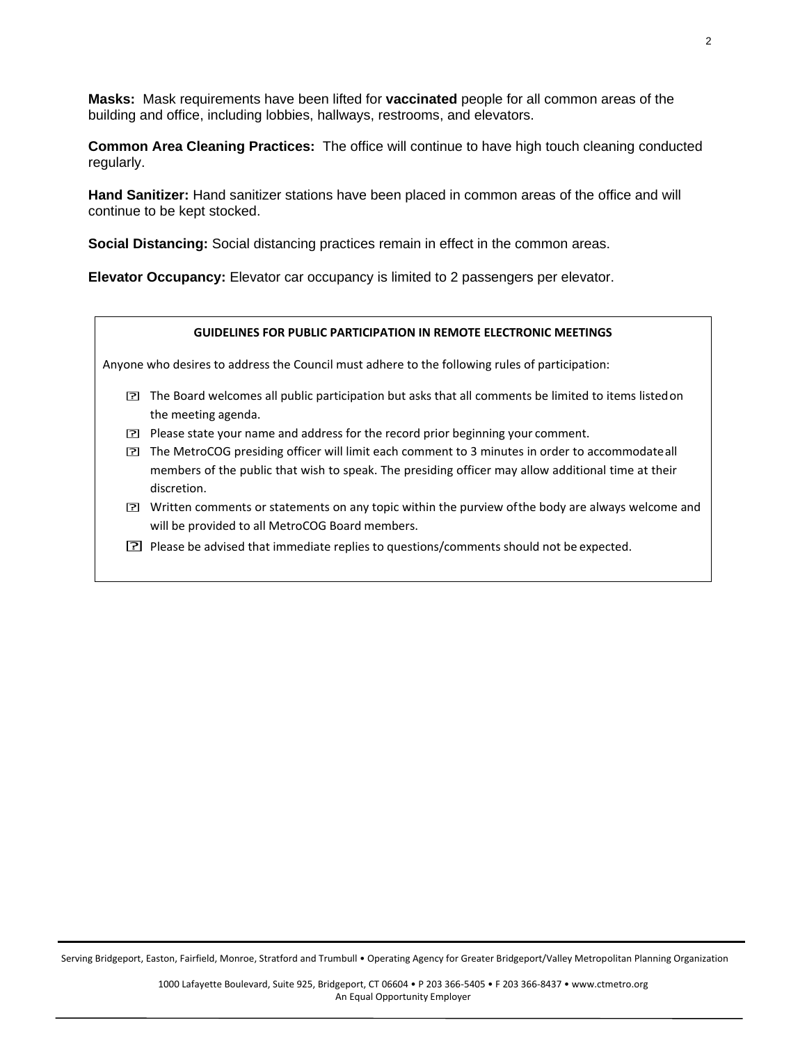**Masks:** Mask requirements have been lifted for **vaccinated** people for all common areas of the building and office, including lobbies, hallways, restrooms, and elevators.

**Common Area Cleaning Practices:** The office will continue to have high touch cleaning conducted regularly.

**Hand Sanitizer:** Hand sanitizer stations have been placed in common areas of the office and will continue to be kept stocked.

**Social Distancing:** Social distancing practices remain in effect in the common areas.

**Elevator Occupancy:** Elevator car occupancy is limited to 2 passengers per elevator.

**GUIDELINES FOR PUBLIC PARTICIPATION IN REMOTE ELECTRONIC MEETINGS**

Anyone who desires to address the Council must adhere to the following rules of participation:

- The Board welcomes all public participation but asks that all comments be limited to items listed on the meeting agenda.
- Please state your name and address for the record prior beginning your comment.
- The MetroCOG presiding officer will limit each comment to 3 minutes in order to accommodate all members of the public that wish to speak. The presiding officer may allow additional time at their discretion.
- Written comments or statements on any topic within the purview of the body are always welcome and will be provided to all MetroCOG Board members.
- Please be advised that immediate replies to questions/comments should not be expected.